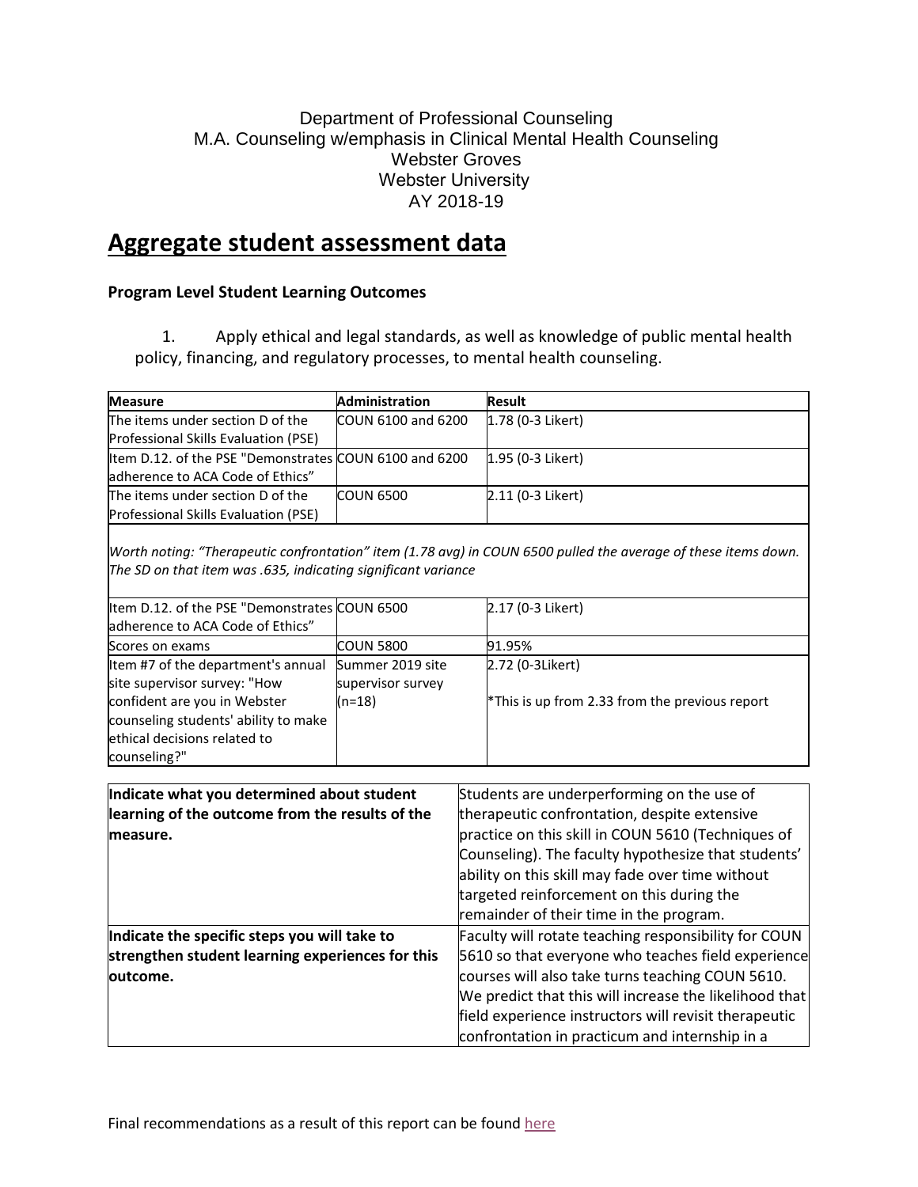Department of Professional Counseling
M.A. Counseling w/emphasis in Clinical Mental Health Counseling
Webster Groves
Webster University
AY 2018-19

# Aggregate student assessment data

**Program Level Student Learning Outcomes**

1. Apply ethical and legal standards, as well as knowledge of public mental health policy, financing, and regulatory processes, to mental health counseling.

| Measure | Administration | Result |
|---|---|---|
| The items under section D of the Professional Skills Evaluation (PSE) | COUN 6100 and 6200 | 1.78 (0-3 Likert) |
| Item D.12. of the PSE "Demonstrates adherence to ACA Code of Ethics" | COUN 6100 and 6200 | 1.95 (0-3 Likert) |
| The items under section D of the Professional Skills Evaluation (PSE) | COUN 6500 | 2.11 (0-3 Likert) |
| *Worth noting: "Therapeutic confrontation" item (1.78 avg) in COUN 6500 pulled the average of these items down. The SD on that item was .635, indicating significant variance* | | |
| Item D.12. of the PSE "Demonstrates adherence to ACA Code of Ethics" | COUN 6500 | 2.17 (0-3 Likert) |
| Scores on exams | COUN 5800 | 91.95% |
| Item #7 of the department's annual site supervisor survey: "How confident are you in Webster counseling students' ability to make ethical decisions related to counseling?" | Summer 2019 site supervisor survey (n=18) | 2.72 (0-3Likert)<br><br>*This is up from 2.33 from the previous report |

| | |
|---|---|
| **Indicate what you determined about student learning of the outcome from the results of the measure.** | Students are underperforming on the use of therapeutic confrontation, despite extensive practice on this skill in COUN 5610 (Techniques of Counseling). The faculty hypothesize that students' ability on this skill may fade over time without targeted reinforcement on this during the remainder of their time in the program. |
| **Indicate the specific steps you will take to strengthen student learning experiences for this outcome.** | Faculty will rotate teaching responsibility for COUN 5610 so that everyone who teaches field experience courses will also take turns teaching COUN 5610. We predict that this will increase the likelihood that field experience instructors will revisit therapeutic confrontation in practicum and internship in a |

Final recommendations as a result of this report can be found here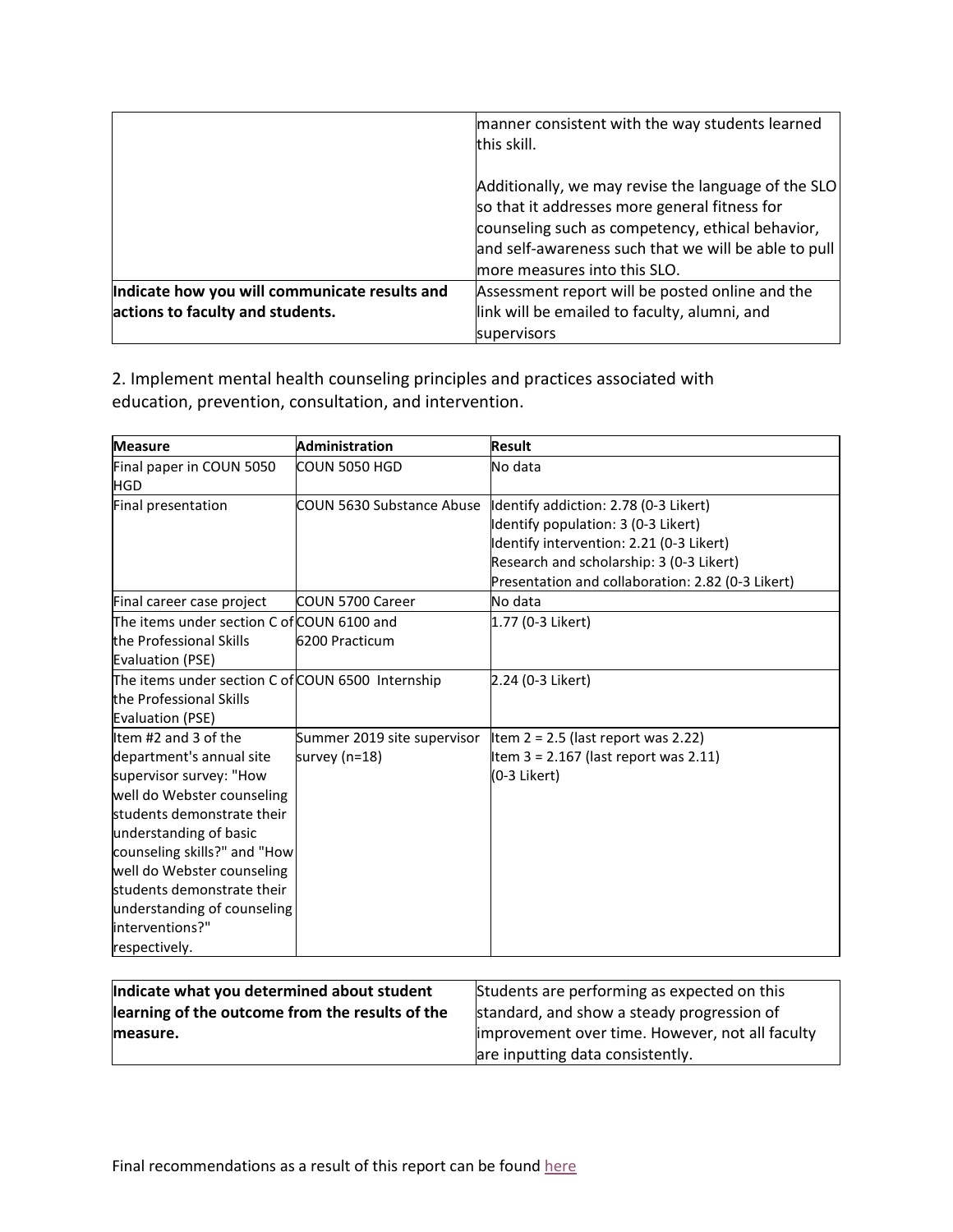| | |
|---|---|
| | manner consistent with the way students learned this skill.<br><br>Additionally, we may revise the language of the SLO so that it addresses more general fitness for counseling such as competency, ethical behavior, and self-awareness such that we will be able to pull more measures into this SLO. |
| **Indicate how you will communicate results and actions to faculty and students.** | Assessment report will be posted online and the link will be emailed to faculty, alumni, and supervisors |

2. Implement mental health counseling principles and practices associated with education, prevention, consultation, and intervention.

| Measure | Administration | Result |
|---|---|---|
| Final paper in COUN 5050 HGD | COUN 5050 HGD | No data |
| Final presentation | COUN 5630 Substance Abuse | Identify addiction: 2.78 (0-3 Likert)<br>Identify population: 3 (0-3 Likert)<br>Identify intervention: 2.21 (0-3 Likert)<br>Research and scholarship: 3 (0-3 Likert)<br>Presentation and collaboration: 2.82 (0-3 Likert) |
| Final career case project | COUN 5700 Career | No data |
| The items under section C of the Professional Skills Evaluation (PSE) | COUN 6100 and 6200 Practicum | 1.77 (0-3 Likert) |
| The items under section C of the Professional Skills Evaluation (PSE) | COUN 6500 Internship | 2.24 (0-3 Likert) |
| Item #2 and 3 of the department's annual site supervisor survey: "How well do Webster counseling students demonstrate their understanding of basic counseling skills?" and "How well do Webster counseling students demonstrate their understanding of counseling interventions?" respectively. | Summer 2019 site supervisor survey (n=18) | Item 2 = 2.5 (last report was 2.22)<br>Item 3 = 2.167 (last report was 2.11)<br>(0-3 Likert) |

| | |
|---|---|
| **Indicate what you determined about student learning of the outcome from the results of the measure.** | Students are performing as expected on this standard, and show a steady progression of improvement over time. However, not all faculty are inputting data consistently. |

Final recommendations as a result of this report can be found here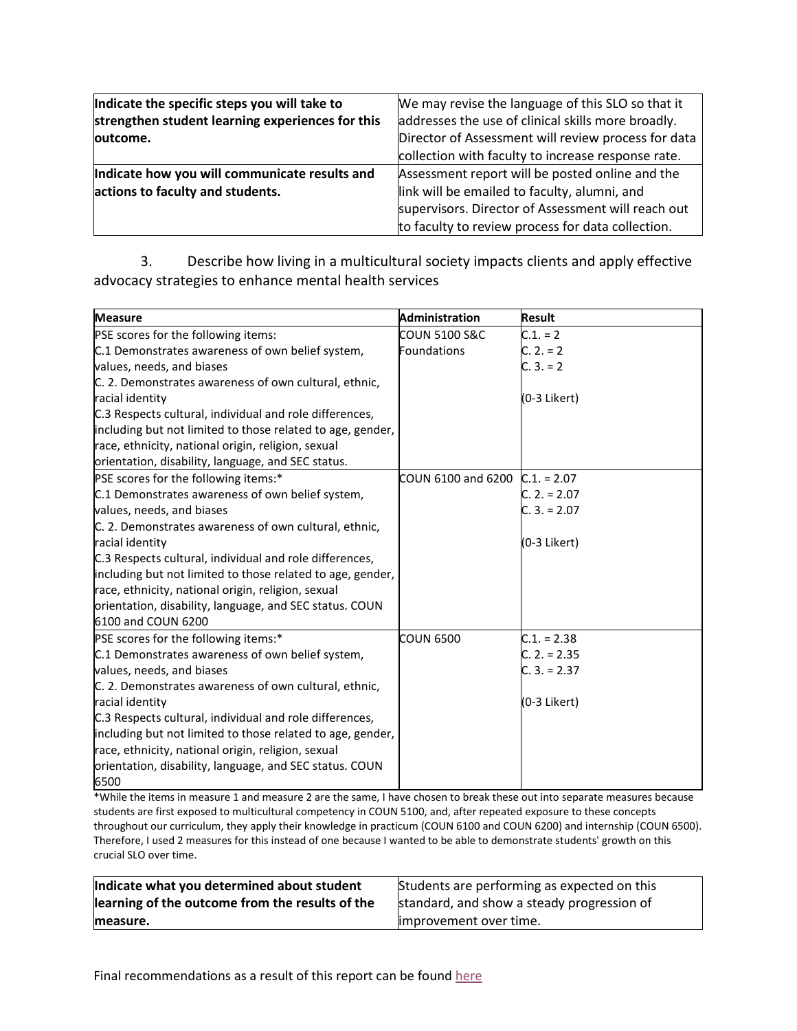| **Indicate the specific steps you will take to strengthen student learning experiences for this outcome.** | We may revise the language of this SLO so that it addresses the use of clinical skills more broadly. Director of Assessment will review process for data collection with faculty to increase response rate. |
|---|---|
| **Indicate how you will communicate results and actions to faculty and students.** | Assessment report will be posted online and the link will be emailed to faculty, alumni, and supervisors. Director of Assessment will reach out to faculty to review process for data collection. |

3. Describe how living in a multicultural society impacts clients and apply effective advocacy strategies to enhance mental health services

| **Measure** | **Administration** | **Result** |
|---|---|---|
| PSE scores for the following items:<br>C.1 Demonstrates awareness of own belief system, values, needs, and biases<br>C. 2. Demonstrates awareness of own cultural, ethnic, racial identity<br>C.3 Respects cultural, individual and role differences, including but not limited to those related to age, gender, race, ethnicity, national origin, religion, sexual orientation, disability, language, and SEC status. | COUN 5100 S&C Foundations | C.1. = 2<br>C. 2. = 2<br>C. 3. = 2<br><br>(0-3 Likert) |
| PSE scores for the following items:*<br>C.1 Demonstrates awareness of own belief system, values, needs, and biases<br>C. 2. Demonstrates awareness of own cultural, ethnic, racial identity<br>C.3 Respects cultural, individual and role differences, including but not limited to those related to age, gender, race, ethnicity, national origin, religion, sexual orientation, disability, language, and SEC status. COUN 6100 and COUN 6200 | COUN 6100 and 6200 | C.1. = 2.07<br>C. 2. = 2.07<br>C. 3. = 2.07<br><br>(0-3 Likert) |
| PSE scores for the following items:*<br>C.1 Demonstrates awareness of own belief system, values, needs, and biases<br>C. 2. Demonstrates awareness of own cultural, ethnic, racial identity<br>C.3 Respects cultural, individual and role differences, including but not limited to those related to age, gender, race, ethnicity, national origin, religion, sexual orientation, disability, language, and SEC status. COUN 6500 | COUN 6500 | C.1. = 2.38<br>C. 2. = 2.35<br>C. 3. = 2.37<br><br>(0-3 Likert) |

*While the items in measure 1 and measure 2 are the same, I have chosen to break these out into separate measures because students are first exposed to multicultural competency in COUN 5100, and, after repeated exposure to these concepts throughout our curriculum, they apply their knowledge in practicum (COUN 6100 and COUN 6200) and internship (COUN 6500). Therefore, I used 2 measures for this instead of one because I wanted to be able to demonstrate students' growth on this crucial SLO over time.

| **Indicate what you determined about student learning of the outcome from the results of the measure.** | Students are performing as expected on this standard, and show a steady progression of improvement over time. |
|---|---|

Final recommendations as a result of this report can be found here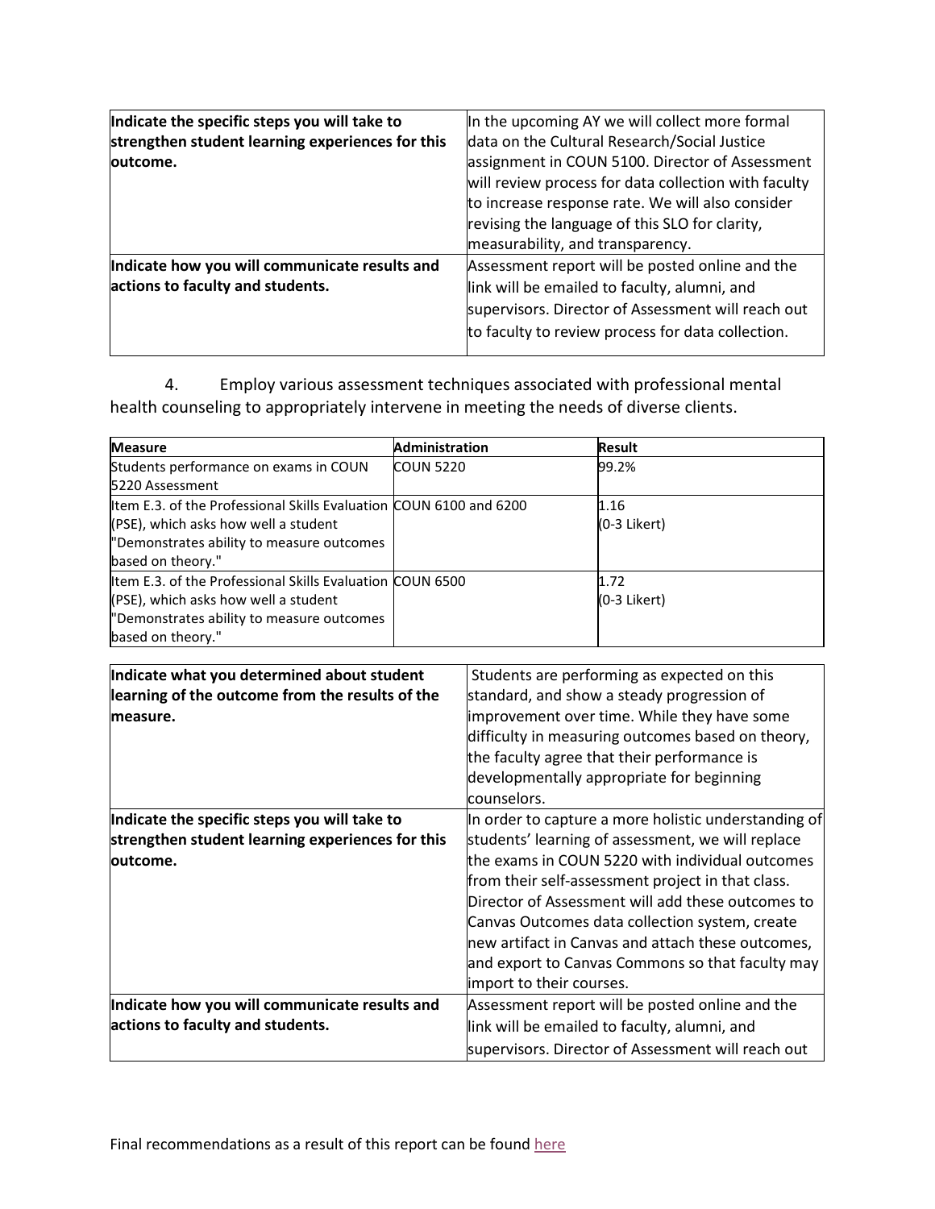| | |
|---|---|
| **Indicate the specific steps you will take to strengthen student learning experiences for this outcome.** | In the upcoming AY we will collect more formal data on the Cultural Research/Social Justice assignment in COUN 5100. Director of Assessment will review process for data collection with faculty to increase response rate. We will also consider revising the language of this SLO for clarity, measurability, and transparency. |
| **Indicate how you will communicate results and actions to faculty and students.** | Assessment report will be posted online and the link will be emailed to faculty, alumni, and supervisors. Director of Assessment will reach out to faculty to review process for data collection. |

4. Employ various assessment techniques associated with professional mental health counseling to appropriately intervene in meeting the needs of diverse clients.

| Measure | Administration | Result |
|---|---|---|
| Students performance on exams in COUN 5220 Assessment | COUN 5220 | 99.2% |
| Item E.3. of the Professional Skills Evaluation (PSE), which asks how well a student "Demonstrates ability to measure outcomes based on theory." | COUN 6100 and 6200 | 1.16 (0-3 Likert) |
| Item E.3. of the Professional Skills Evaluation (PSE), which asks how well a student "Demonstrates ability to measure outcomes based on theory." | COUN 6500 | 1.72 (0-3 Likert) |

| | |
|---|---|
| **Indicate what you determined about student learning of the outcome from the results of the measure.** | Students are performing as expected on this standard, and show a steady progression of improvement over time. While they have some difficulty in measuring outcomes based on theory, the faculty agree that their performance is developmentally appropriate for beginning counselors. |
| **Indicate the specific steps you will take to strengthen student learning experiences for this outcome.** | In order to capture a more holistic understanding of students' learning of assessment, we will replace the exams in COUN 5220 with individual outcomes from their self-assessment project in that class. Director of Assessment will add these outcomes to Canvas Outcomes data collection system, create new artifact in Canvas and attach these outcomes, and export to Canvas Commons so that faculty may import to their courses. |
| **Indicate how you will communicate results and actions to faculty and students.** | Assessment report will be posted online and the link will be emailed to faculty, alumni, and supervisors. Director of Assessment will reach out |

Final recommendations as a result of this report can be found here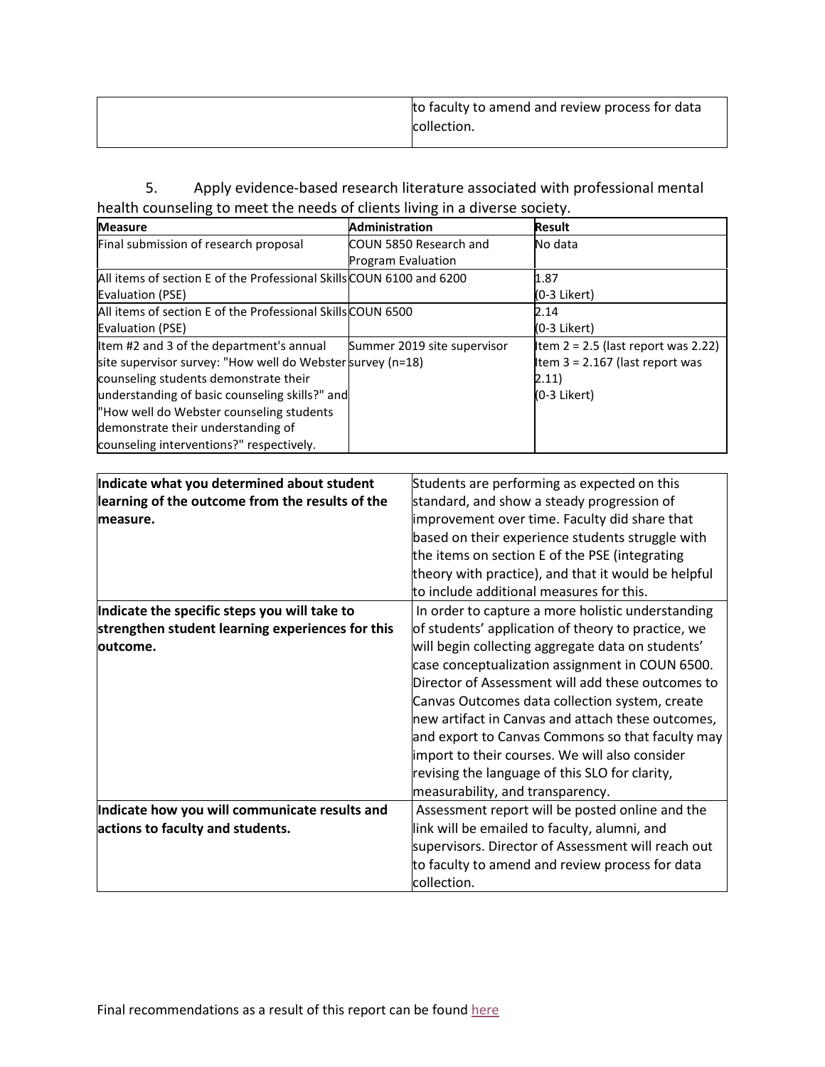| | to faculty to amend and review process for data collection. |
|---|---|

5. Apply evidence-based research literature associated with professional mental health counseling to meet the needs of clients living in a diverse society.

| Measure | Administration | Result |
|---|---|---|
| Final submission of research proposal | COUN 5850 Research and Program Evaluation | No data |
| All items of section E of the Professional Skills Evaluation (PSE) | COUN 6100 and 6200 | 1.87 (0-3 Likert) |
| All items of section E of the Professional Skills Evaluation (PSE) | COUN 6500 | 2.14 (0-3 Likert) |
| Item #2 and 3 of the department's annual site supervisor survey: "How well do Webster counseling students demonstrate their understanding of basic counseling skills?" and "How well do Webster counseling students demonstrate their understanding of counseling interventions?" respectively. | Summer 2019 site supervisor survey (n=18) | Item 2 = 2.5 (last report was 2.22) Item 3 = 2.167 (last report was 2.11) (0-3 Likert) |

| | |
|---|---|
| **Indicate what you determined about student learning of the outcome from the results of the measure.** | Students are performing as expected on this standard, and show a steady progression of improvement over time. Faculty did share that based on their experience students struggle with the items on section E of the PSE (integrating theory with practice), and that it would be helpful to include additional measures for this. |
| **Indicate the specific steps you will take to strengthen student learning experiences for this outcome.** | In order to capture a more holistic understanding of students' application of theory to practice, we will begin collecting aggregate data on students' case conceptualization assignment in COUN 6500. Director of Assessment will add these outcomes to Canvas Outcomes data collection system, create new artifact in Canvas and attach these outcomes, and export to Canvas Commons so that faculty may import to their courses. We will also consider revising the language of this SLO for clarity, measurability, and transparency. |
| **Indicate how you will communicate results and actions to faculty and students.** | Assessment report will be posted online and the link will be emailed to faculty, alumni, and supervisors. Director of Assessment will reach out to faculty to amend and review process for data collection. |

Final recommendations as a result of this report can be found here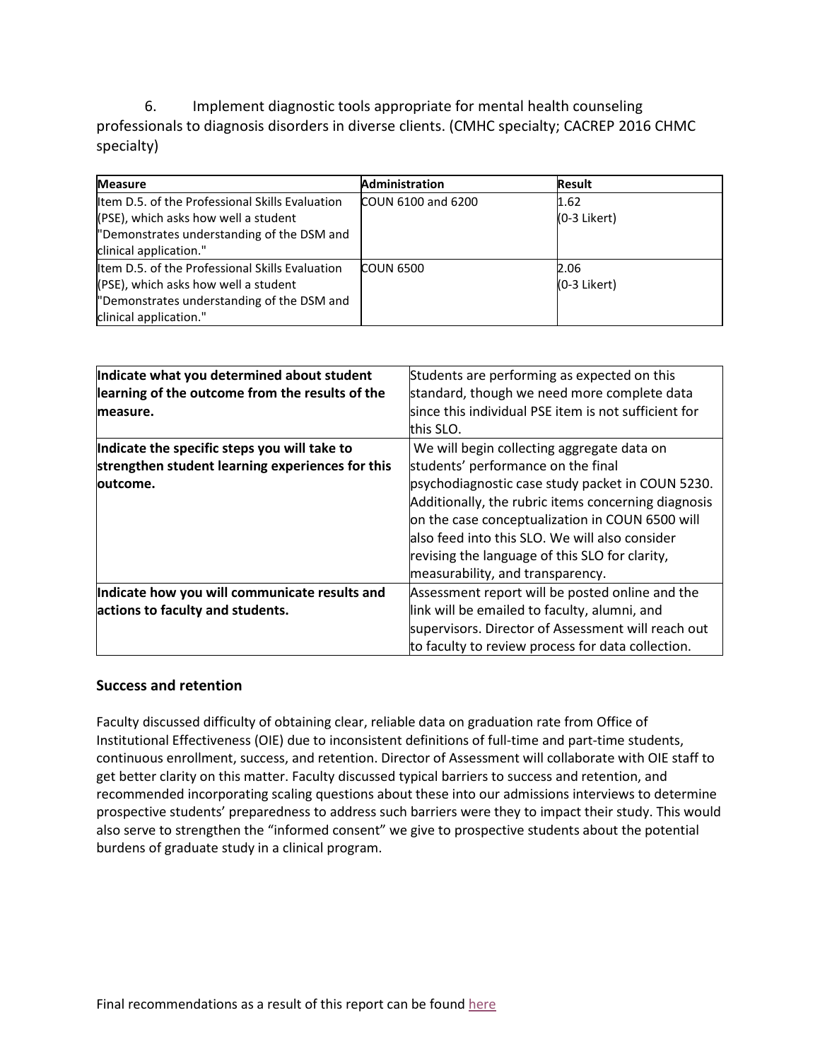6. Implement diagnostic tools appropriate for mental health counseling professionals to diagnosis disorders in diverse clients. (CMHC specialty; CACREP 2016 CHMC specialty)

| Measure | Administration | Result |
|---|---|---|
| Item D.5. of the Professional Skills Evaluation (PSE), which asks how well a student "Demonstrates understanding of the DSM and clinical application." | COUN 6100 and 6200 | 1.62 (0-3 Likert) |
| Item D.5. of the Professional Skills Evaluation (PSE), which asks how well a student "Demonstrates understanding of the DSM and clinical application." | COUN 6500 | 2.06 (0-3 Likert) |

| | |
|---|---|
| **Indicate what you determined about student learning of the outcome from the results of the measure.** | Students are performing as expected on this standard, though we need more complete data since this individual PSE item is not sufficient for this SLO. |
| **Indicate the specific steps you will take to strengthen student learning experiences for this outcome.** | We will begin collecting aggregate data on students' performance on the final psychodiagnostic case study packet in COUN 5230. Additionally, the rubric items concerning diagnosis on the case conceptualization in COUN 6500 will also feed into this SLO. We will also consider revising the language of this SLO for clarity, measurability, and transparency. |
| **Indicate how you will communicate results and actions to faculty and students.** | Assessment report will be posted online and the link will be emailed to faculty, alumni, and supervisors. Director of Assessment will reach out to faculty to review process for data collection. |

### Success and retention

Faculty discussed difficulty of obtaining clear, reliable data on graduation rate from Office of Institutional Effectiveness (OIE) due to inconsistent definitions of full-time and part-time students, continuous enrollment, success, and retention. Director of Assessment will collaborate with OIE staff to get better clarity on this matter. Faculty discussed typical barriers to success and retention, and recommended incorporating scaling questions about these into our admissions interviews to determine prospective students' preparedness to address such barriers were they to impact their study. This would also serve to strengthen the "informed consent" we give to prospective students about the potential burdens of graduate study in a clinical program.

Final recommendations as a result of this report can be found here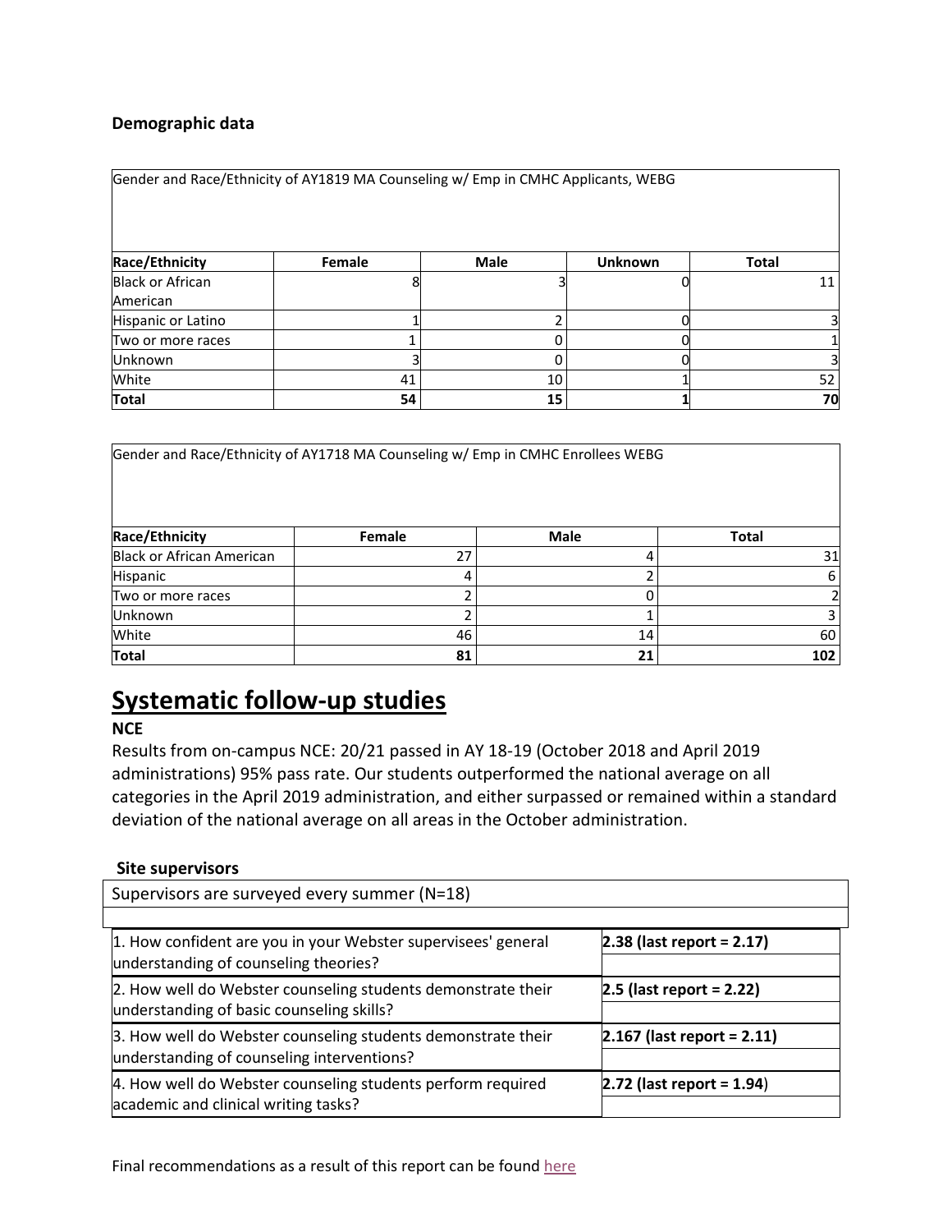**Demographic data**

| Gender and Race/Ethnicity of AY1819 MA Counseling w/ Emp in CMHC Applicants, WEBG | | | | |
|---|---|---|---|---|
| **Race/Ethnicity** | **Female** | **Male** | **Unknown** | **Total** |
| Black or African American | 8 | 3 | 0 | 11 |
| Hispanic or Latino | 1 | 2 | 0 | 3 |
| Two or more races | 1 | 0 | 0 | 1 |
| Unknown | 3 | 0 | 0 | 3 |
| White | 41 | 10 | 1 | 52 |
| **Total** | **54** | **15** | **1** | **70** |

| Gender and Race/Ethnicity of AY1718 MA Counseling w/ Emp in CMHC Enrollees WEBG | | | |
|---|---|---|---|
| **Race/Ethnicity** | **Female** | **Male** | **Total** |
| Black or African American | 27 | 4 | 31 |
| Hispanic | 4 | 2 | 6 |
| Two or more races | 2 | 0 | 2 |
| Unknown | 2 | 1 | 3 |
| White | 46 | 14 | 60 |
| **Total** | **81** | **21** | **102** |

# Systematic follow-up studies

**NCE**

Results from on-campus NCE: 20/21 passed in AY 18-19 (October 2018 and April 2019 administrations) 95% pass rate. Our students outperformed the national average on all categories in the April 2019 administration, and either surpassed or remained within a standard deviation of the national average on all areas in the October administration.

**Site supervisors**

| Supervisors are surveyed every summer (N=18) | |
|---|---|
| 1. How confident are you in your Webster supervisees' general understanding of counseling theories? | **2.38 (last report = 2.17)** |
| 2. How well do Webster counseling students demonstrate their understanding of basic counseling skills? | **2.5 (last report = 2.22)** |
| 3. How well do Webster counseling students demonstrate their understanding of counseling interventions? | **2.167 (last report = 2.11)** |
| 4. How well do Webster counseling students perform required academic and clinical writing tasks? | **2.72 (last report = 1.94**) |

Final recommendations as a result of this report can be found here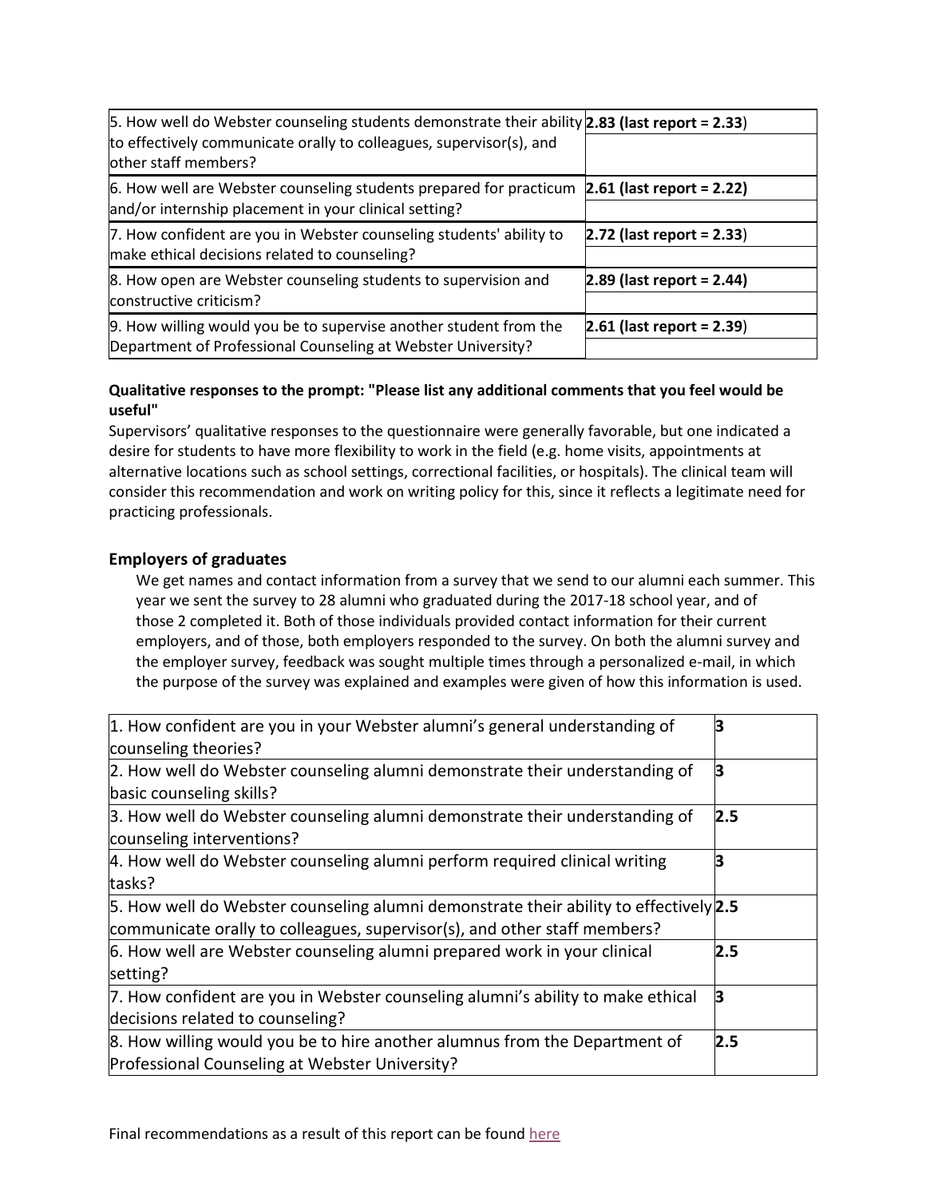| | |
|---|---|
| 5. How well do Webster counseling students demonstrate their ability to effectively communicate orally to colleagues, supervisor(s), and other staff members? | **2.83 (last report = 2.33**) |
| 6. How well are Webster counseling students prepared for practicum and/or internship placement in your clinical setting? | **2.61 (last report = 2.22)** |
| 7. How confident are you in Webster counseling students' ability to make ethical decisions related to counseling? | **2.72 (last report = 2.33**) |
| 8. How open are Webster counseling students to supervision and constructive criticism? | **2.89 (last report = 2.44)** |
| 9. How willing would you be to supervise another student from the Department of Professional Counseling at Webster University? | **2.61 (last report = 2.39**) |

**Qualitative responses to the prompt: "Please list any additional comments that you feel would be useful"**

Supervisors' qualitative responses to the questionnaire were generally favorable, but one indicated a desire for students to have more flexibility to work in the field (e.g. home visits, appointments at alternative locations such as school settings, correctional facilities, or hospitals). The clinical team will consider this recommendation and work on writing policy for this, since it reflects a legitimate need for practicing professionals.

### Employers of graduates

We get names and contact information from a survey that we send to our alumni each summer. This year we sent the survey to 28 alumni who graduated during the 2017-18 school year, and of those 2 completed it. Both of those individuals provided contact information for their current employers, and of those, both employers responded to the survey. On both the alumni survey and the employer survey, feedback was sought multiple times through a personalized e-mail, in which the purpose of the survey was explained and examples were given of how this information is used.

| | |
|---|---|
| 1. How confident are you in your Webster alumni's general understanding of counseling theories? | **3** |
| 2. How well do Webster counseling alumni demonstrate their understanding of basic counseling skills? | **3** |
| 3. How well do Webster counseling alumni demonstrate their understanding of counseling interventions? | **2.5** |
| 4. How well do Webster counseling alumni perform required clinical writing tasks? | **3** |
| 5. How well do Webster counseling alumni demonstrate their ability to effectively communicate orally to colleagues, supervisor(s), and other staff members? | **2.5** |
| 6. How well are Webster counseling alumni prepared work in your clinical setting? | **2.5** |
| 7. How confident are you in Webster counseling alumni's ability to make ethical decisions related to counseling? | **3** |
| 8. How willing would you be to hire another alumnus from the Department of Professional Counseling at Webster University? | **2.5** |

Final recommendations as a result of this report can be found here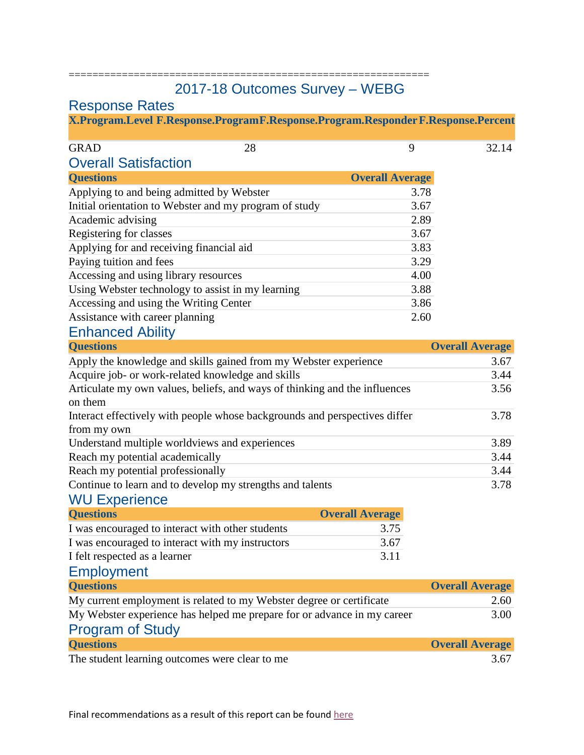============================================================

# 2017-18 Outcomes Survey – WEBG

## Response Rates

| X.Program.Level | F.Response.Program | F.Response.Program.Responder | F.Response.Percent |
|---|---|---|---|
| GRAD | 28 | 9 | 32.14 |

## Overall Satisfaction

| Questions | Overall Average |
|---|---|
| Applying to and being admitted by Webster | 3.78 |
| Initial orientation to Webster and my program of study | 3.67 |
| Academic advising | 2.89 |
| Registering for classes | 3.67 |
| Applying for and receiving financial aid | 3.83 |
| Paying tuition and fees | 3.29 |
| Accessing and using library resources | 4.00 |
| Using Webster technology to assist in my learning | 3.88 |
| Accessing and using the Writing Center | 3.86 |
| Assistance with career planning | 2.60 |

## Enhanced Ability

| Questions | Overall Average |
|---|---|
| Apply the knowledge and skills gained from my Webster experience | 3.67 |
| Acquire job- or work-related knowledge and skills | 3.44 |
| Articulate my own values, beliefs, and ways of thinking and the influences on them | 3.56 |
| Interact effectively with people whose backgrounds and perspectives differ from my own | 3.78 |
| Understand multiple worldviews and experiences | 3.89 |
| Reach my potential academically | 3.44 |
| Reach my potential professionally | 3.44 |
| Continue to learn and to develop my strengths and talents | 3.78 |

## WU Experience

| Questions | Overall Average |
|---|---|
| I was encouraged to interact with other students | 3.75 |
| I was encouraged to interact with my instructors | 3.67 |
| I felt respected as a learner | 3.11 |

## Employment

| Questions | Overall Average |
|---|---|
| My current employment is related to my Webster degree or certificate | 2.60 |
| My Webster experience has helped me prepare for or advance in my career | 3.00 |

## Program of Study

| Questions | Overall Average |
|---|---|
| The student learning outcomes were clear to me | 3.67 |

Final recommendations as a result of this report can be found here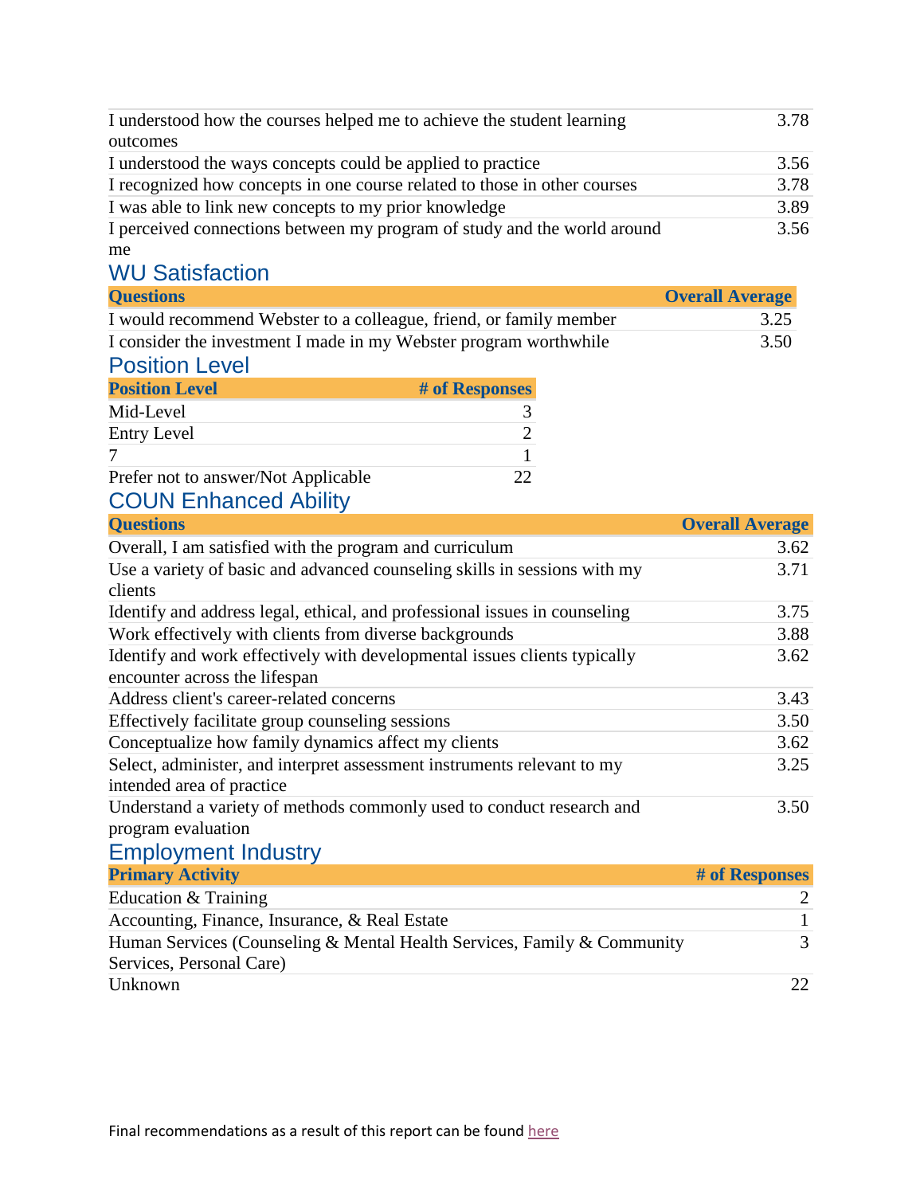| | |
|---|---|
| I understood how the courses helped me to achieve the student learning outcomes | 3.78 |
| I understood the ways concepts could be applied to practice | 3.56 |
| I recognized how concepts in one course related to those in other courses | 3.78 |
| I was able to link new concepts to my prior knowledge | 3.89 |
| I perceived connections between my program of study and the world around me | 3.56 |

## WU Satisfaction

| Questions | Overall Average |
|---|---|
| I would recommend Webster to a colleague, friend, or family member | 3.25 |
| I consider the investment I made in my Webster program worthwhile | 3.50 |

## Position Level

| Position Level | # of Responses |
|---|---|
| Mid-Level | 3 |
| Entry Level | 2 |
| 7 | 1 |
| Prefer not to answer/Not Applicable | 22 |

## COUN Enhanced Ability

| Questions | Overall Average |
|---|---|
| Overall, I am satisfied with the program and curriculum | 3.62 |
| Use a variety of basic and advanced counseling skills in sessions with my clients | 3.71 |
| Identify and address legal, ethical, and professional issues in counseling | 3.75 |
| Work effectively with clients from diverse backgrounds | 3.88 |
| Identify and work effectively with developmental issues clients typically encounter across the lifespan | 3.62 |
| Address client's career-related concerns | 3.43 |
| Effectively facilitate group counseling sessions | 3.50 |
| Conceptualize how family dynamics affect my clients | 3.62 |
| Select, administer, and interpret assessment instruments relevant to my intended area of practice | 3.25 |
| Understand a variety of methods commonly used to conduct research and program evaluation | 3.50 |

## Employment Industry

| Primary Activity | # of Responses |
|---|---|
| Education & Training | 2 |
| Accounting, Finance, Insurance, & Real Estate | 1 |
| Human Services (Counseling & Mental Health Services, Family & Community Services, Personal Care) | 3 |
| Unknown | 22 |

Final recommendations as a result of this report can be found here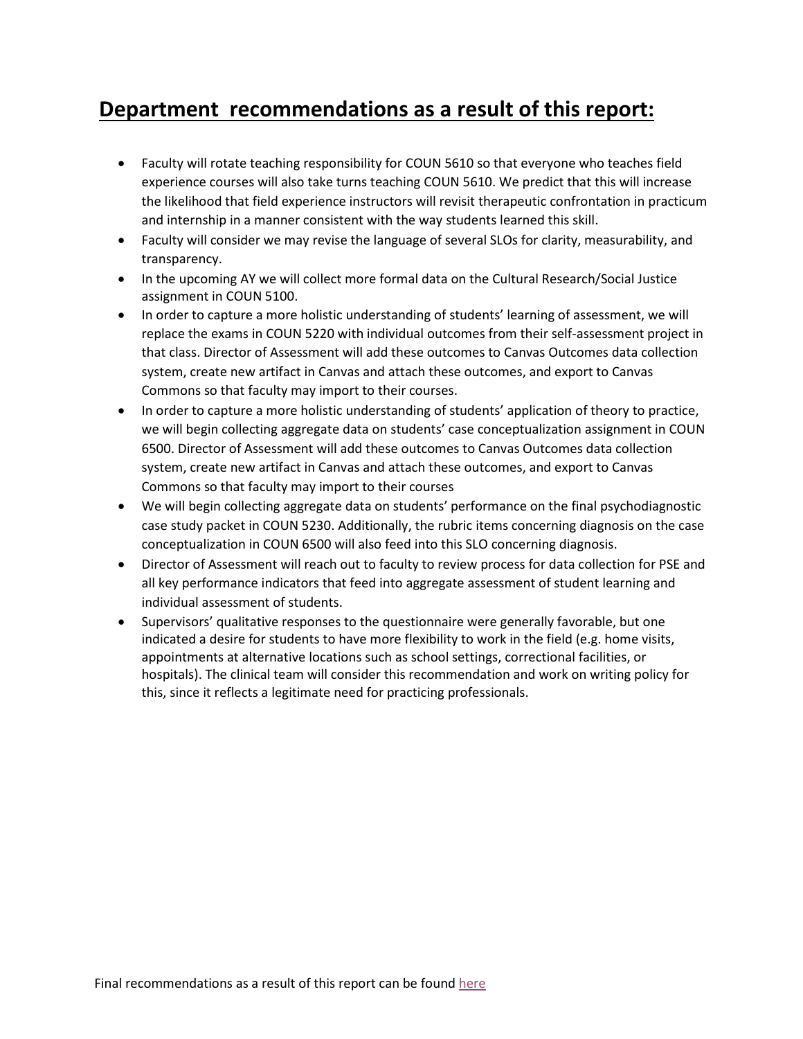## Department recommendations as a result of this report:

- Faculty will rotate teaching responsibility for COUN 5610 so that everyone who teaches field experience courses will also take turns teaching COUN 5610. We predict that this will increase the likelihood that field experience instructors will revisit therapeutic confrontation in practicum and internship in a manner consistent with the way students learned this skill.
- Faculty will consider we may revise the language of several SLOs for clarity, measurability, and transparency.
- In the upcoming AY we will collect more formal data on the Cultural Research/Social Justice assignment in COUN 5100.
- In order to capture a more holistic understanding of students' learning of assessment, we will replace the exams in COUN 5220 with individual outcomes from their self-assessment project in that class. Director of Assessment will add these outcomes to Canvas Outcomes data collection system, create new artifact in Canvas and attach these outcomes, and export to Canvas Commons so that faculty may import to their courses.
- In order to capture a more holistic understanding of students' application of theory to practice, we will begin collecting aggregate data on students' case conceptualization assignment in COUN 6500. Director of Assessment will add these outcomes to Canvas Outcomes data collection system, create new artifact in Canvas and attach these outcomes, and export to Canvas Commons so that faculty may import to their courses
- We will begin collecting aggregate data on students' performance on the final psychodiagnostic case study packet in COUN 5230. Additionally, the rubric items concerning diagnosis on the case conceptualization in COUN 6500 will also feed into this SLO concerning diagnosis.
- Director of Assessment will reach out to faculty to review process for data collection for PSE and all key performance indicators that feed into aggregate assessment of student learning and individual assessment of students.
- Supervisors' qualitative responses to the questionnaire were generally favorable, but one indicated a desire for students to have more flexibility to work in the field (e.g. home visits, appointments at alternative locations such as school settings, correctional facilities, or hospitals). The clinical team will consider this recommendation and work on writing policy for this, since it reflects a legitimate need for practicing professionals.

Final recommendations as a result of this report can be found here